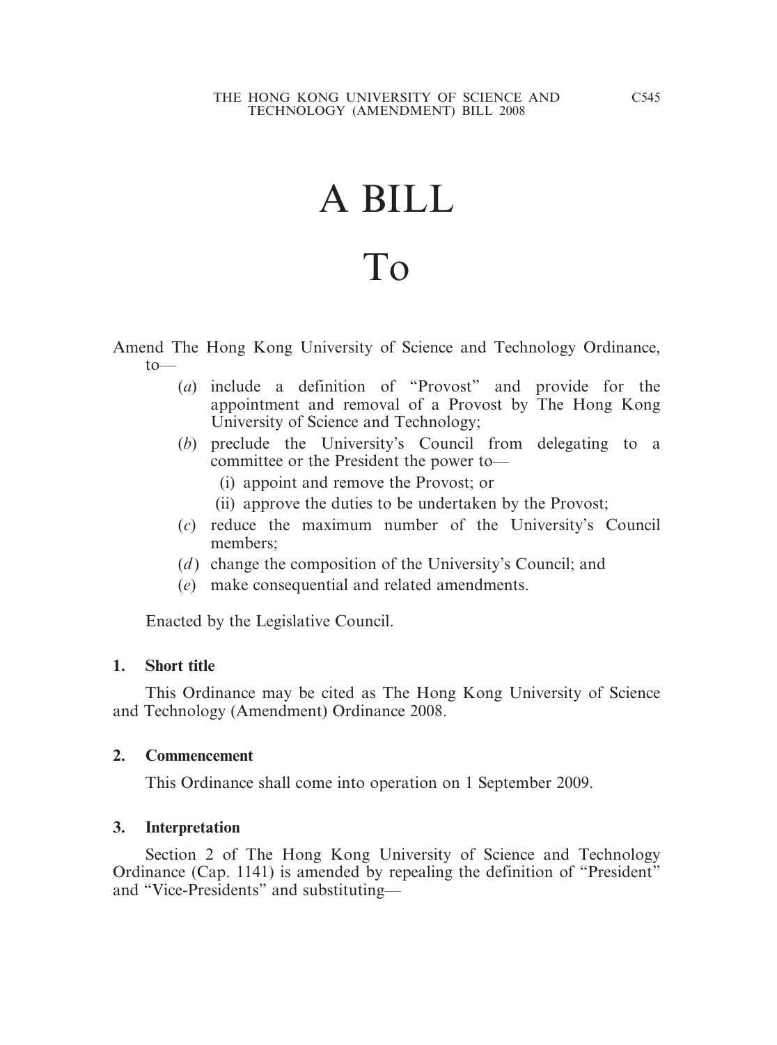# A BILL

# To

Amend The Hong Kong University of Science and Technology Ordinance, to—

- (*a*) include a definition of "Provost" and provide for the appointment and removal of a Provost by The Hong Kong University of Science and Technology;
- (*b*) preclude the University's Council from delegating to a committee or the President the power to—
  - (i) appoint and remove the Provost; or
  - (ii) approve the duties to be undertaken by the Provost;
- (*c*) reduce the maximum number of the University's Council members;
- (*d*) change the composition of the University's Council; and
- (*e*) make consequential and related amendments.

Enacted by the Legislative Council.

**1. Short title**

This Ordinance may be cited as The Hong Kong University of Science and Technology (Amendment) Ordinance 2008.

**2. Commencement**

This Ordinance shall come into operation on 1 September 2009.

**3. Interpretation**

Section 2 of The Hong Kong University of Science and Technology Ordinance (Cap. 1141) is amended by repealing the definition of "President" and "Vice-Presidents" and substituting—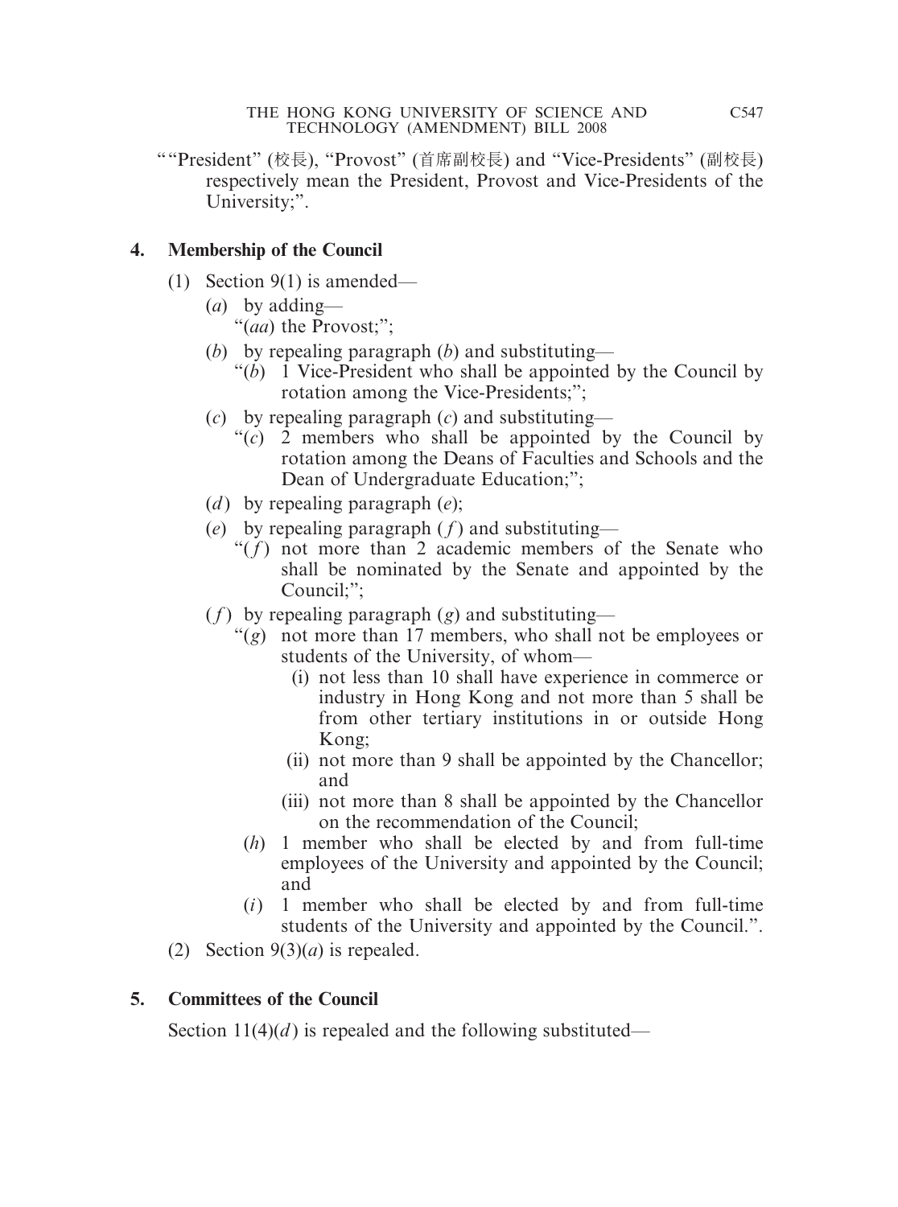""President" (校長), "Provost" (首席副校長) and "Vice-Presidents" (副校長) respectively mean the President, Provost and Vice-Presidents of the University;".

**4. Membership of the Council**

(1) Section 9(1) is amended—

(*a*) by adding—

"(*aa*) the Provost;";

(*b*) by repealing paragraph (*b*) and substituting—

"(*b*) 1 Vice-President who shall be appointed by the Council by rotation among the Vice-Presidents;";

(*c*) by repealing paragraph (*c*) and substituting—

"(*c*) 2 members who shall be appointed by the Council by rotation among the Deans of Faculties and Schools and the Dean of Undergraduate Education;";

(*d*) by repealing paragraph (*e*);

(*e*) by repealing paragraph (*f*) and substituting—

"(*f*) not more than 2 academic members of the Senate who shall be nominated by the Senate and appointed by the Council;";

(*f*) by repealing paragraph (*g*) and substituting—

"(*g*) not more than 17 members, who shall not be employees or students of the University, of whom—

(i) not less than 10 shall have experience in commerce or industry in Hong Kong and not more than 5 shall be from other tertiary institutions in or outside Hong Kong;

(ii) not more than 9 shall be appointed by the Chancellor; and

(iii) not more than 8 shall be appointed by the Chancellor on the recommendation of the Council;

(*h*) 1 member who shall be elected by and from full-time employees of the University and appointed by the Council; and

(*i*) 1 member who shall be elected by and from full-time students of the University and appointed by the Council.".

(2) Section 9(3)(*a*) is repealed.

**5. Committees of the Council**

Section 11(4)(*d*) is repealed and the following substituted—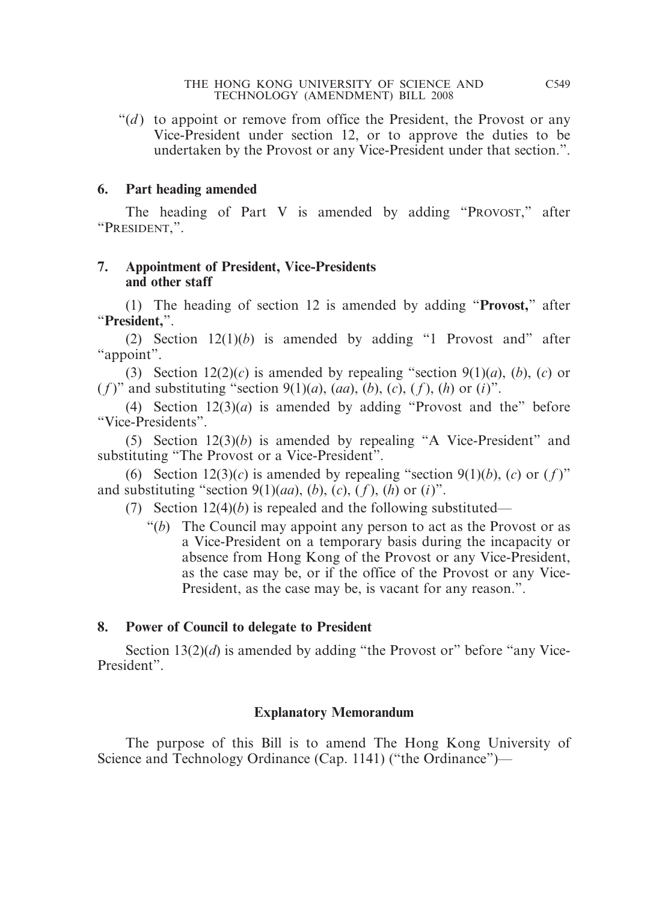"(*d*) to appoint or remove from office the President, the Provost or any Vice-President under section 12, or to approve the duties to be undertaken by the Provost or any Vice-President under that section.".

**6. Part heading amended**

The heading of Part V is amended by adding "PROVOST," after "PRESIDENT,".

**7. Appointment of President, Vice-Presidents and other staff**

(1) The heading of section 12 is amended by adding "**Provost,**" after "**President,**".

(2) Section 12(1)(*b*) is amended by adding "1 Provost and" after "appoint".

(3) Section 12(2)(*c*) is amended by repealing "section 9(1)(*a*), (*b*), (*c*) or (*f*)" and substituting "section 9(1)(*a*), (*aa*), (*b*), (*c*), (*f*), (*h*) or (*i*)".

(4) Section 12(3)(*a*) is amended by adding "Provost and the" before "Vice-Presidents".

(5) Section 12(3)(*b*) is amended by repealing "A Vice-President" and substituting "The Provost or a Vice-President".

(6) Section 12(3)(*c*) is amended by repealing "section 9(1)(*b*), (*c*) or (*f*)" and substituting "section 9(1)(*aa*), (*b*), (*c*), (*f*), (*h*) or (*i*)".

(7) Section 12(4)(*b*) is repealed and the following substituted—

"(*b*) The Council may appoint any person to act as the Provost or as a Vice-President on a temporary basis during the incapacity or absence from Hong Kong of the Provost or any Vice-President, as the case may be, or if the office of the Provost or any Vice-President, as the case may be, is vacant for any reason.".

**8. Power of Council to delegate to President**

Section 13(2)(*d*) is amended by adding "the Provost or" before "any Vice-President".

**Explanatory Memorandum**

The purpose of this Bill is to amend The Hong Kong University of Science and Technology Ordinance (Cap. 1141) ("the Ordinance")—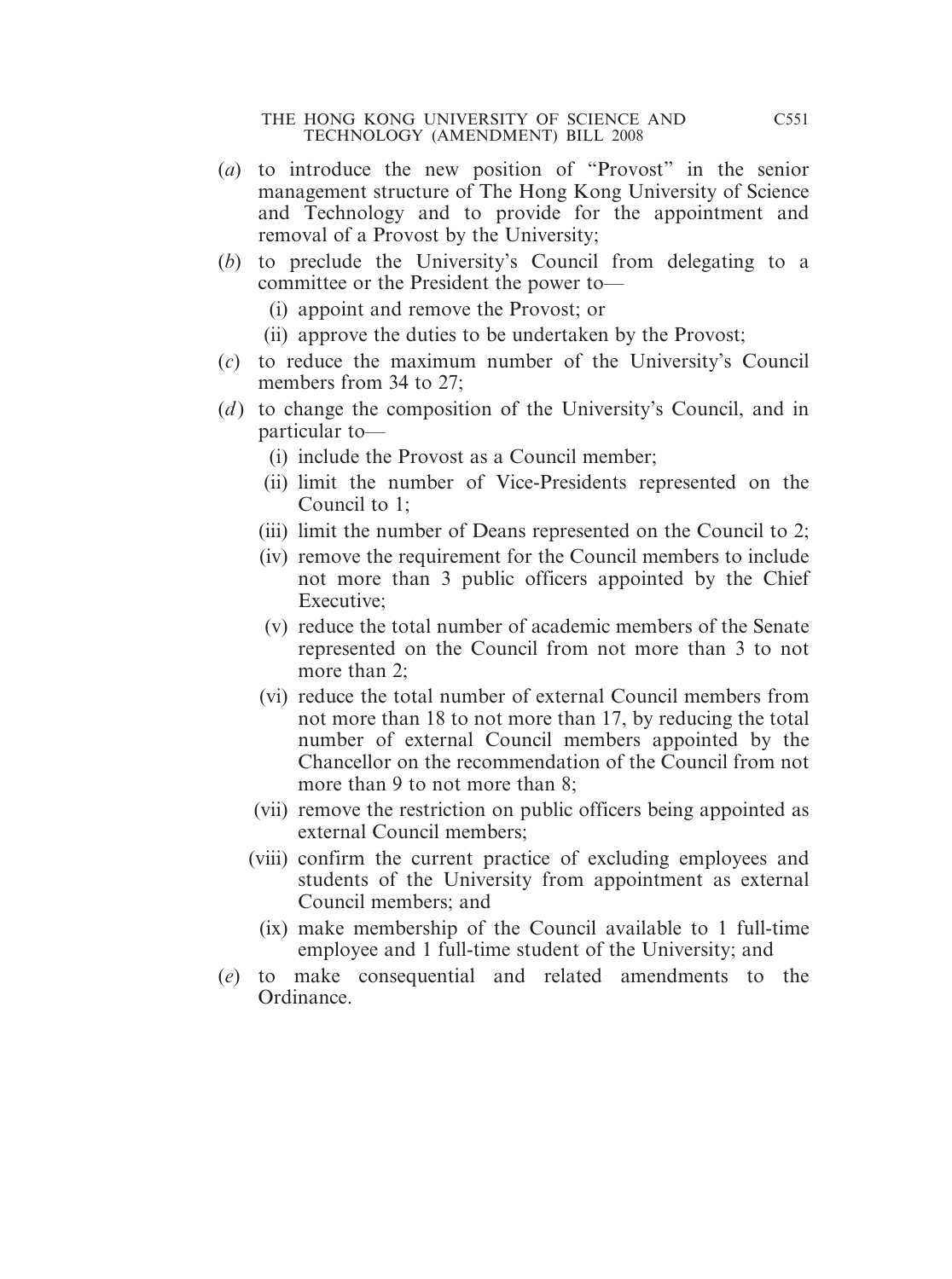(*a*) to introduce the new position of "Provost" in the senior management structure of The Hong Kong University of Science and Technology and to provide for the appointment and removal of a Provost by the University;

(*b*) to preclude the University's Council from delegating to a committee or the President the power to—

   (i) appoint and remove the Provost; or

   (ii) approve the duties to be undertaken by the Provost;

(*c*) to reduce the maximum number of the University's Council members from 34 to 27;

(*d*) to change the composition of the University's Council, and in particular to—

   (i) include the Provost as a Council member;

   (ii) limit the number of Vice-Presidents represented on the Council to 1;

   (iii) limit the number of Deans represented on the Council to 2;

   (iv) remove the requirement for the Council members to include not more than 3 public officers appointed by the Chief Executive;

   (v) reduce the total number of academic members of the Senate represented on the Council from not more than 3 to not more than 2;

   (vi) reduce the total number of external Council members from not more than 18 to not more than 17, by reducing the total number of external Council members appointed by the Chancellor on the recommendation of the Council from not more than 9 to not more than 8;

   (vii) remove the restriction on public officers being appointed as external Council members;

   (viii) confirm the current practice of excluding employees and students of the University from appointment as external Council members; and

   (ix) make membership of the Council available to 1 full-time employee and 1 full-time student of the University; and

(*e*) to make consequential and related amendments to the Ordinance.